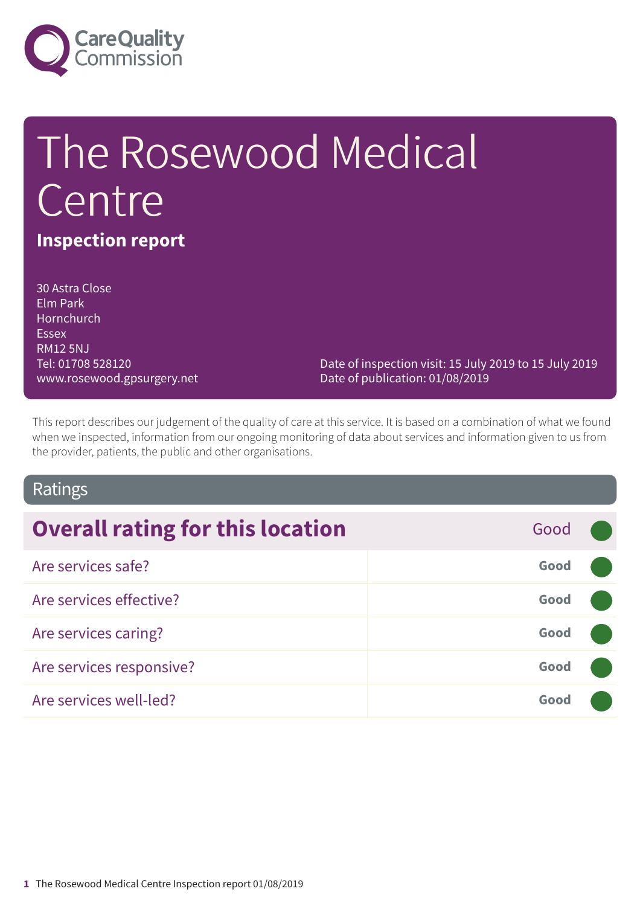# The Rosewood Medical Centre

## Inspection report

30 Astra Close
Elm Park
Hornchurch
Essex
RM12 5NJ
Tel: 01708 528120
www.rosewood.gpsurgery.net

Date of inspection visit: 15 July 2019 to 15 July 2019
Date of publication: 01/08/2019

This report describes our judgement of the quality of care at this service. It is based on a combination of what we found when we inspected, information from our ongoing monitoring of data about services and information given to us from the provider, patients, the public and other organisations.

## Ratings

| Overall rating for this location | Good |
|---|---|
| Are services safe? | Good |
| Are services effective? | Good |
| Are services caring? | Good |
| Are services responsive? | Good |
| Are services well-led? | Good |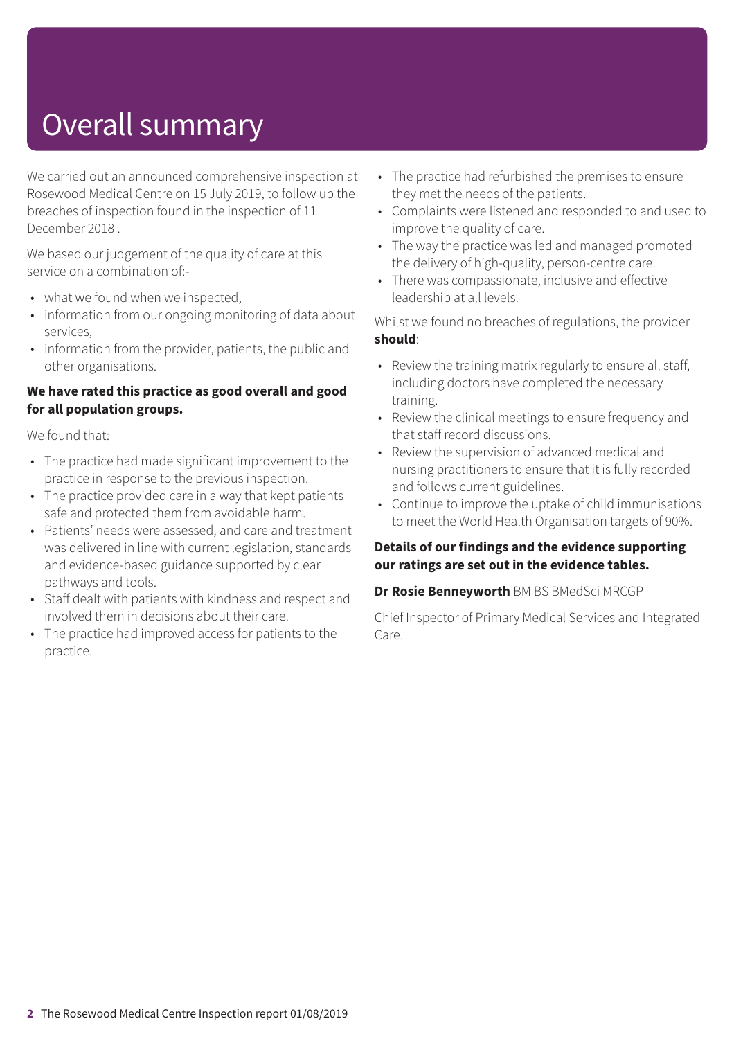# Overall summary

We carried out an announced comprehensive inspection at Rosewood Medical Centre on 15 July 2019, to follow up the breaches of inspection found in the inspection of 11 December 2018 .

We based our judgement of the quality of care at this service on a combination of:-

- what we found when we inspected,
- information from our ongoing monitoring of data about services,
- information from the provider, patients, the public and other organisations.

**We have rated this practice as good overall and good for all population groups.**

We found that:

- The practice had made significant improvement to the practice in response to the previous inspection.
- The practice provided care in a way that kept patients safe and protected them from avoidable harm.
- Patients' needs were assessed, and care and treatment was delivered in line with current legislation, standards and evidence-based guidance supported by clear pathways and tools.
- Staff dealt with patients with kindness and respect and involved them in decisions about their care.
- The practice had improved access for patients to the practice.
- The practice had refurbished the premises to ensure they met the needs of the patients.
- Complaints were listened and responded to and used to improve the quality of care.
- The way the practice was led and managed promoted the delivery of high-quality, person-centre care.
- There was compassionate, inclusive and effective leadership at all levels.

Whilst we found no breaches of regulations, the provider **should**:

- Review the training matrix regularly to ensure all staff, including doctors have completed the necessary training.
- Review the clinical meetings to ensure frequency and that staff record discussions.
- Review the supervision of advanced medical and nursing practitioners to ensure that it is fully recorded and follows current guidelines.
- Continue to improve the uptake of child immunisations to meet the World Health Organisation targets of 90%.

**Details of our findings and the evidence supporting our ratings are set out in the evidence tables.**

**Dr Rosie Benneyworth** BM BS BMedSci MRCGP

Chief Inspector of Primary Medical Services and Integrated Care.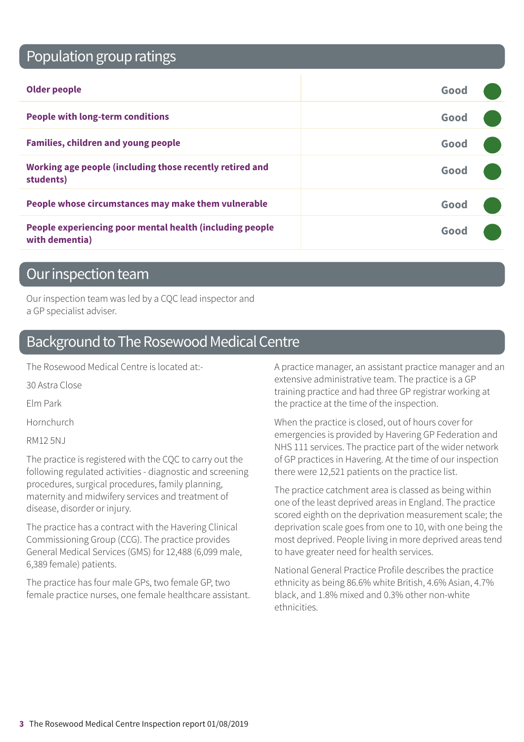## Population group ratings

| | |
|---|---|
| **Older people** | Good |
| **People with long-term conditions** | Good |
| **Families, children and young people** | Good |
| **Working age people (including those recently retired and students)** | Good |
| **People whose circumstances may make them vulnerable** | Good |
| **People experiencing poor mental health (including people with dementia)** | Good |

## Our inspection team

Our inspection team was led by a CQC lead inspector and a GP specialist adviser.

## Background to The Rosewood Medical Centre

The Rosewood Medical Centre is located at:-

30 Astra Close

Elm Park

Hornchurch

RM12 5NJ

The practice is registered with the CQC to carry out the following regulated activities - diagnostic and screening procedures, surgical procedures, family planning, maternity and midwifery services and treatment of disease, disorder or injury.

The practice has a contract with the Havering Clinical Commissioning Group (CCG). The practice provides General Medical Services (GMS) for 12,488 (6,099 male, 6,389 female) patients.

The practice has four male GPs, two female GP, two female practice nurses, one female healthcare assistant. A practice manager, an assistant practice manager and an extensive administrative team. The practice is a GP training practice and had three GP registrar working at the practice at the time of the inspection.

When the practice is closed, out of hours cover for emergencies is provided by Havering GP Federation and NHS 111 services. The practice part of the wider network of GP practices in Havering. At the time of our inspection there were 12,521 patients on the practice list.

The practice catchment area is classed as being within one of the least deprived areas in England. The practice scored eighth on the deprivation measurement scale; the deprivation scale goes from one to 10, with one being the most deprived. People living in more deprived areas tend to have greater need for health services.

National General Practice Profile describes the practice ethnicity as being 86.6% white British, 4.6% Asian, 4.7% black, and 1.8% mixed and 0.3% other non-white ethnicities.